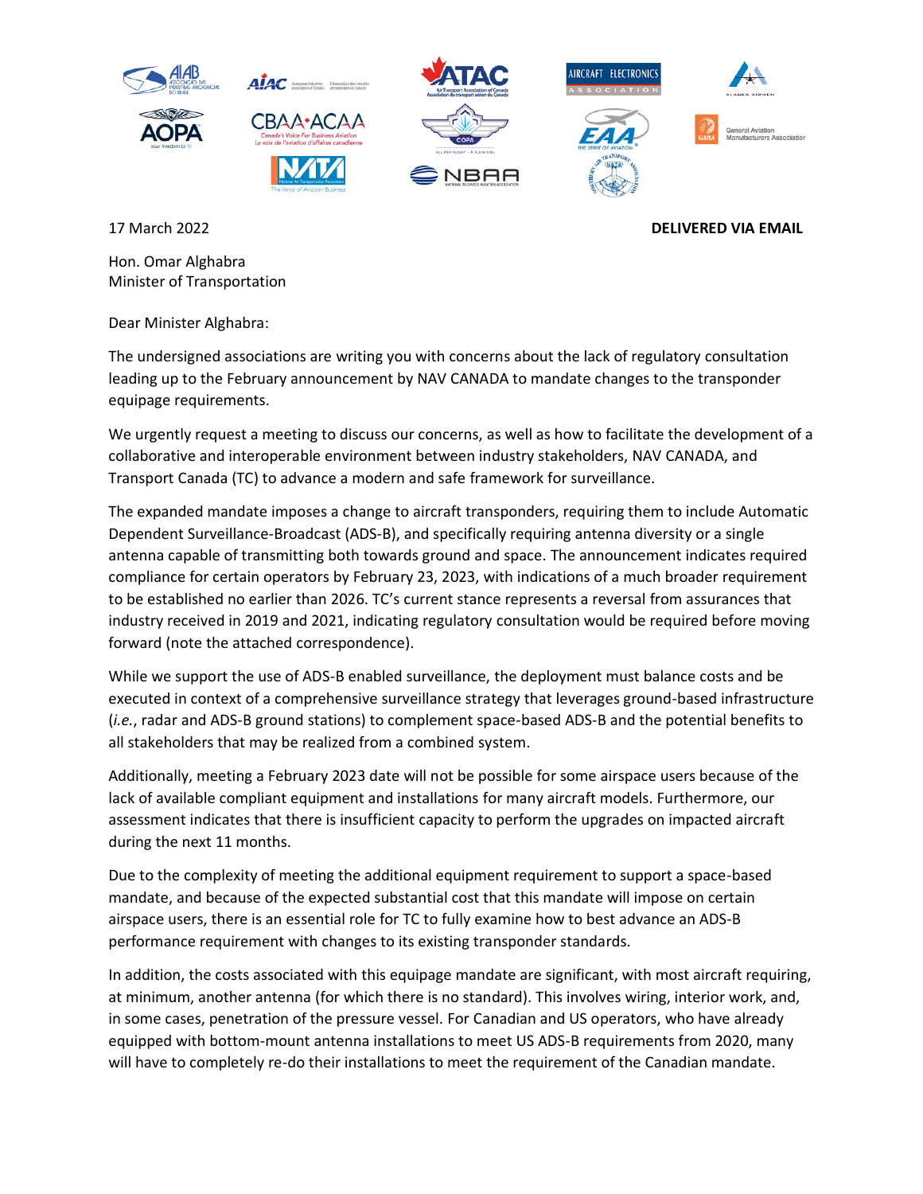17 March 2022

**DELIVERED VIA EMAIL**

Hon. Omar Alghabra
Minister of Transportation

Dear Minister Alghabra:

The undersigned associations are writing you with concerns about the lack of regulatory consultation leading up to the February announcement by NAV CANADA to mandate changes to the transponder equipage requirements.

We urgently request a meeting to discuss our concerns, as well as how to facilitate the development of a collaborative and interoperable environment between industry stakeholders, NAV CANADA, and Transport Canada (TC) to advance a modern and safe framework for surveillance.

The expanded mandate imposes a change to aircraft transponders, requiring them to include Automatic Dependent Surveillance-Broadcast (ADS-B), and specifically requiring antenna diversity or a single antenna capable of transmitting both towards ground and space. The announcement indicates required compliance for certain operators by February 23, 2023, with indications of a much broader requirement to be established no earlier than 2026. TC's current stance represents a reversal from assurances that industry received in 2019 and 2021, indicating regulatory consultation would be required before moving forward (note the attached correspondence).

While we support the use of ADS-B enabled surveillance, the deployment must balance costs and be executed in context of a comprehensive surveillance strategy that leverages ground-based infrastructure (*i.e.*, radar and ADS-B ground stations) to complement space-based ADS-B and the potential benefits to all stakeholders that may be realized from a combined system.

Additionally, meeting a February 2023 date will not be possible for some airspace users because of the lack of available compliant equipment and installations for many aircraft models. Furthermore, our assessment indicates that there is insufficient capacity to perform the upgrades on impacted aircraft during the next 11 months.

Due to the complexity of meeting the additional equipment requirement to support a space-based mandate, and because of the expected substantial cost that this mandate will impose on certain airspace users, there is an essential role for TC to fully examine how to best advance an ADS-B performance requirement with changes to its existing transponder standards.

In addition, the costs associated with this equipage mandate are significant, with most aircraft requiring, at minimum, another antenna (for which there is no standard). This involves wiring, interior work, and, in some cases, penetration of the pressure vessel. For Canadian and US operators, who have already equipped with bottom-mount antenna installations to meet US ADS-B requirements from 2020, many will have to completely re-do their installations to meet the requirement of the Canadian mandate.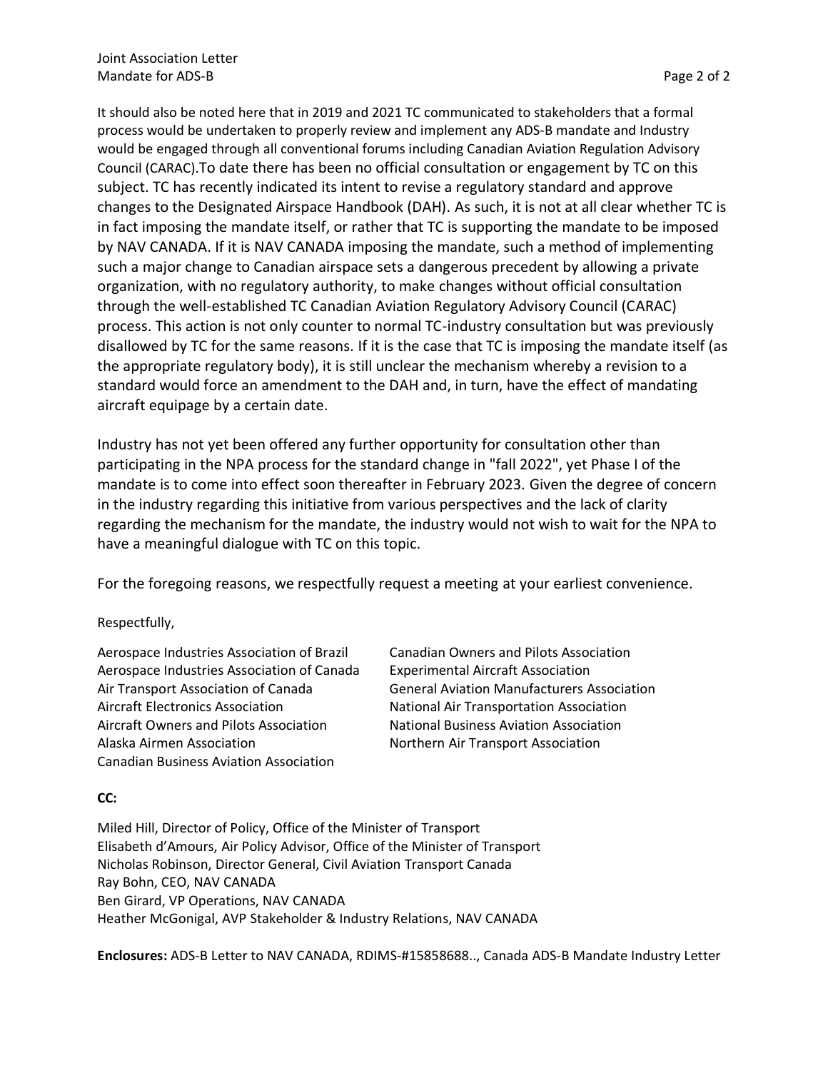It should also be noted here that in 2019 and 2021 TC communicated to stakeholders that a formal process would be undertaken to properly review and implement any ADS-B mandate and Industry would be engaged through all conventional forums including Canadian Aviation Regulation Advisory Council (CARAC).To date there has been no official consultation or engagement by TC on this subject. TC has recently indicated its intent to revise a regulatory standard and approve changes to the Designated Airspace Handbook (DAH). As such, it is not at all clear whether TC is in fact imposing the mandate itself, or rather that TC is supporting the mandate to be imposed by NAV CANADA. If it is NAV CANADA imposing the mandate, such a method of implementing such a major change to Canadian airspace sets a dangerous precedent by allowing a private organization, with no regulatory authority, to make changes without official consultation through the well-established TC Canadian Aviation Regulatory Advisory Council (CARAC) process. This action is not only counter to normal TC-industry consultation but was previously disallowed by TC for the same reasons. If it is the case that TC is imposing the mandate itself (as the appropriate regulatory body), it is still unclear the mechanism whereby a revision to a standard would force an amendment to the DAH and, in turn, have the effect of mandating aircraft equipage by a certain date.

Industry has not yet been offered any further opportunity for consultation other than participating in the NPA process for the standard change in "fall 2022", yet Phase I of the mandate is to come into effect soon thereafter in February 2023. Given the degree of concern in the industry regarding this initiative from various perspectives and the lack of clarity regarding the mechanism for the mandate, the industry would not wish to wait for the NPA to have a meaningful dialogue with TC on this topic.

For the foregoing reasons, we respectfully request a meeting at your earliest convenience.

Respectfully,

Aerospace Industries Association of Brazil
Aerospace Industries Association of Canada
Air Transport Association of Canada
Aircraft Electronics Association
Aircraft Owners and Pilots Association
Alaska Airmen Association
Canadian Business Aviation Association
Canadian Owners and Pilots Association
Experimental Aircraft Association
General Aviation Manufacturers Association
National Air Transportation Association
National Business Aviation Association
Northern Air Transport Association

**CC:**

Miled Hill, Director of Policy, Office of the Minister of Transport
Elisabeth d'Amours, Air Policy Advisor, Office of the Minister of Transport
Nicholas Robinson, Director General, Civil Aviation Transport Canada
Ray Bohn, CEO, NAV CANADA
Ben Girard, VP Operations, NAV CANADA
Heather McGonigal, AVP Stakeholder & Industry Relations, NAV CANADA

**Enclosures:** ADS-B Letter to NAV CANADA, RDIMS-#15858688.., Canada ADS-B Mandate Industry Letter